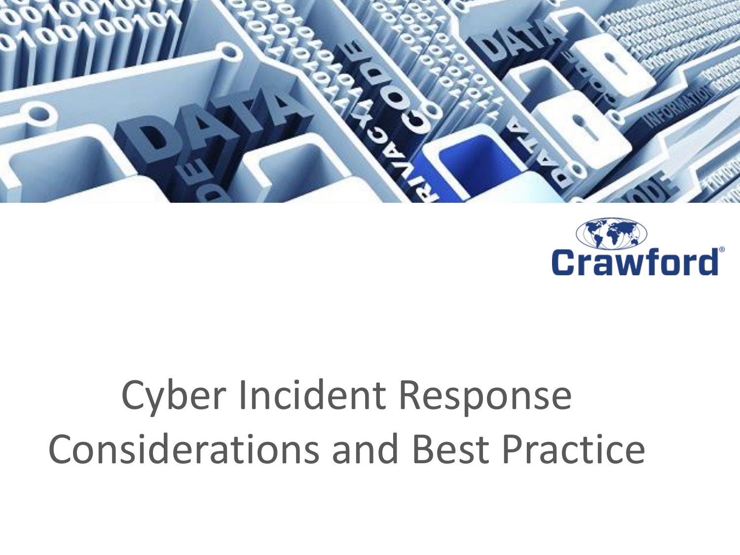Crawford®

# Cyber Incident Response Considerations and Best Practice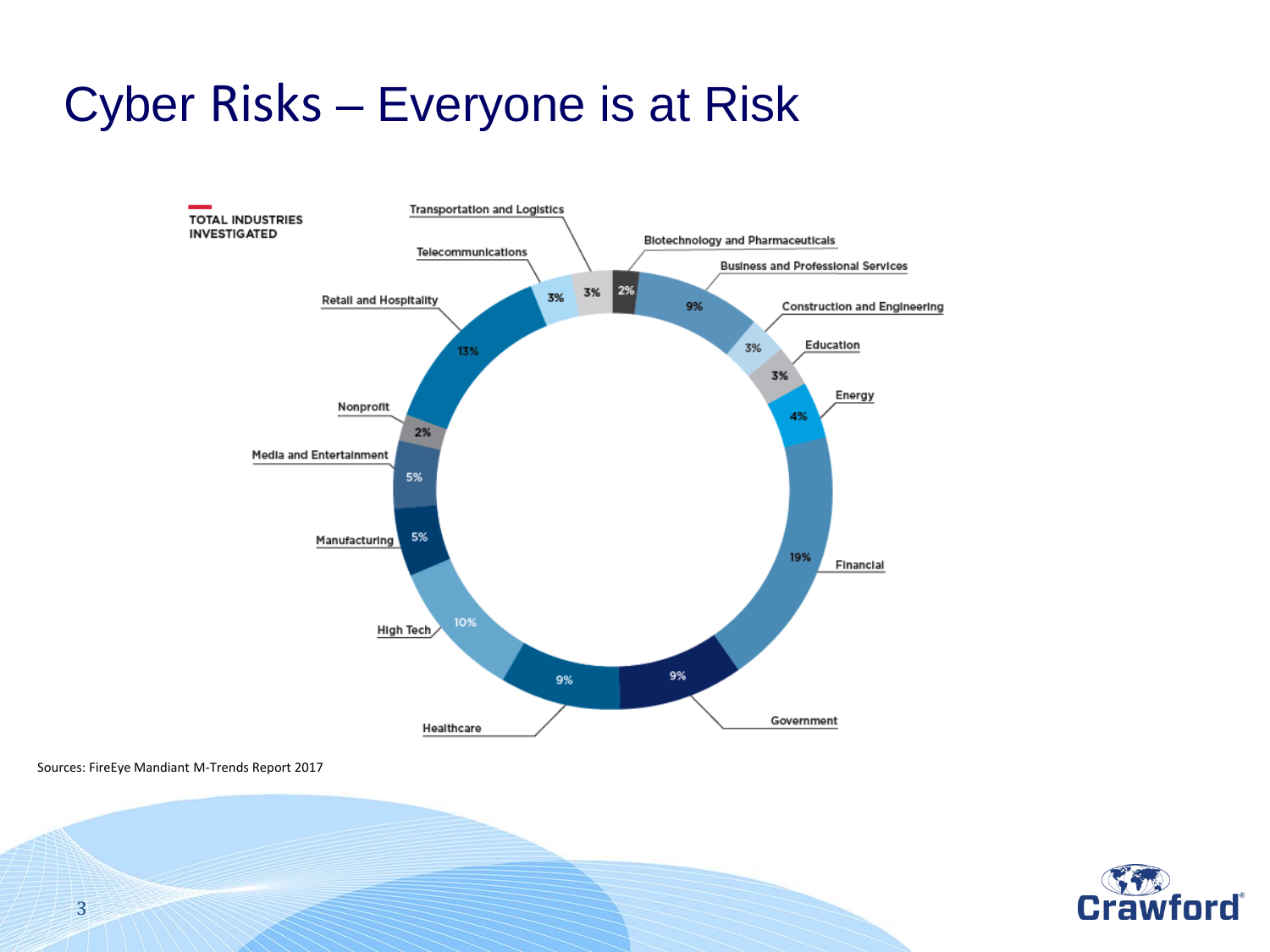# Cyber Risks – Everyone is at Risk

**TOTAL INDUSTRIES INVESTIGATED**

| Industry | Percentage |
| --- | --- |
| Biotechnology and Pharmaceuticals | 2% |
| Business and Professional Services | 9% |
| Construction and Engineering | 3% |
| Education | 3% |
| Energy | 4% |
| Financial | 19% |
| Government | 9% |
| Healthcare | 9% |
| High Tech | 10% |
| Manufacturing | 5% |
| Media and Entertainment | 5% |
| Nonprofit | 2% |
| Retail and Hospitality | 13% |
| Telecommunications | 3% |
| Transportation and Logistics | 3% |

Sources: FireEye Mandiant M-Trends Report 2017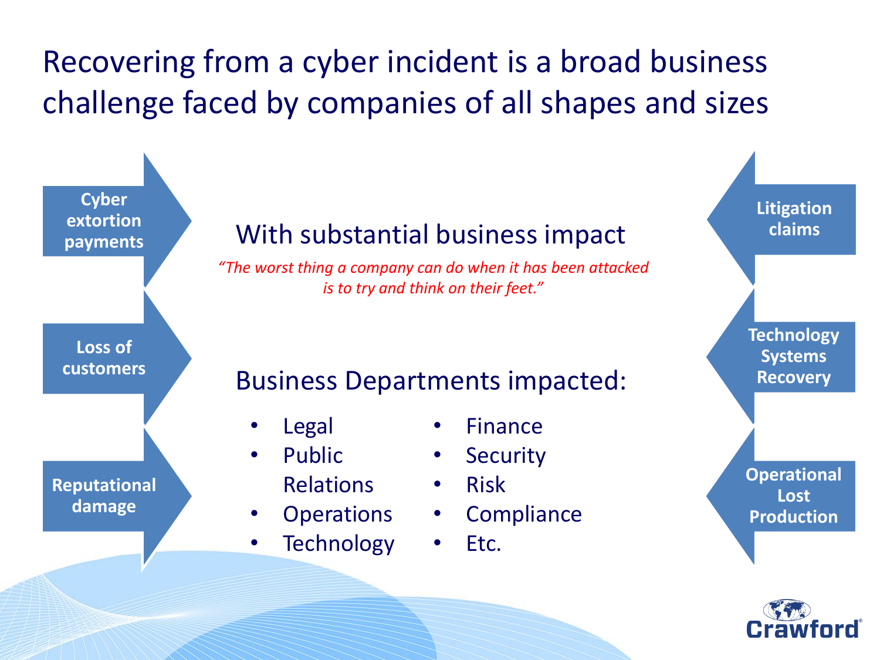# Recovering from a cyber incident is a broad business challenge faced by companies of all shapes and sizes

- Cyber extortion payments
- Loss of customers
- Reputational damage

## With substantial business impact

*"The worst thing a company can do when it has been attacked is to try and think on their feet."*

## Business Departments impacted:

- Legal
- Public Relations
- Operations
- Technology
- Finance
- Security
- Risk
- Compliance
- Etc.

- Litigation claims
- Technology Systems Recovery
- Operational Lost Production

Crawford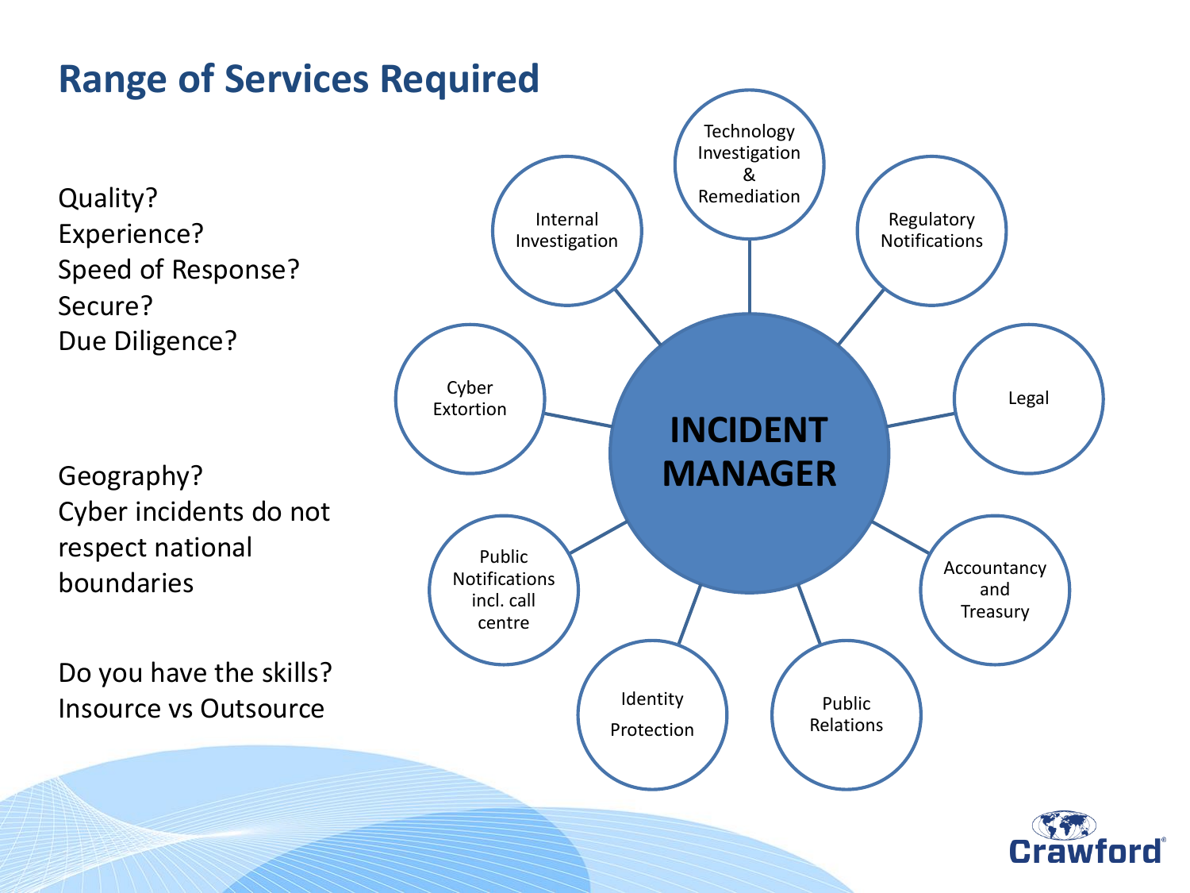# Range of Services Required

Quality?
Experience?
Speed of Response?
Secure?
Due Diligence?

Geography?
Cyber incidents do not respect national boundaries

Do you have the skills?
Insource vs Outsource

**INCIDENT MANAGER**

- Technology Investigation & Remediation
- Regulatory Notifications
- Legal
- Accountancy and Treasury
- Public Relations
- Identity Protection
- Public Notifications incl. call centre
- Cyber Extortion
- Internal Investigation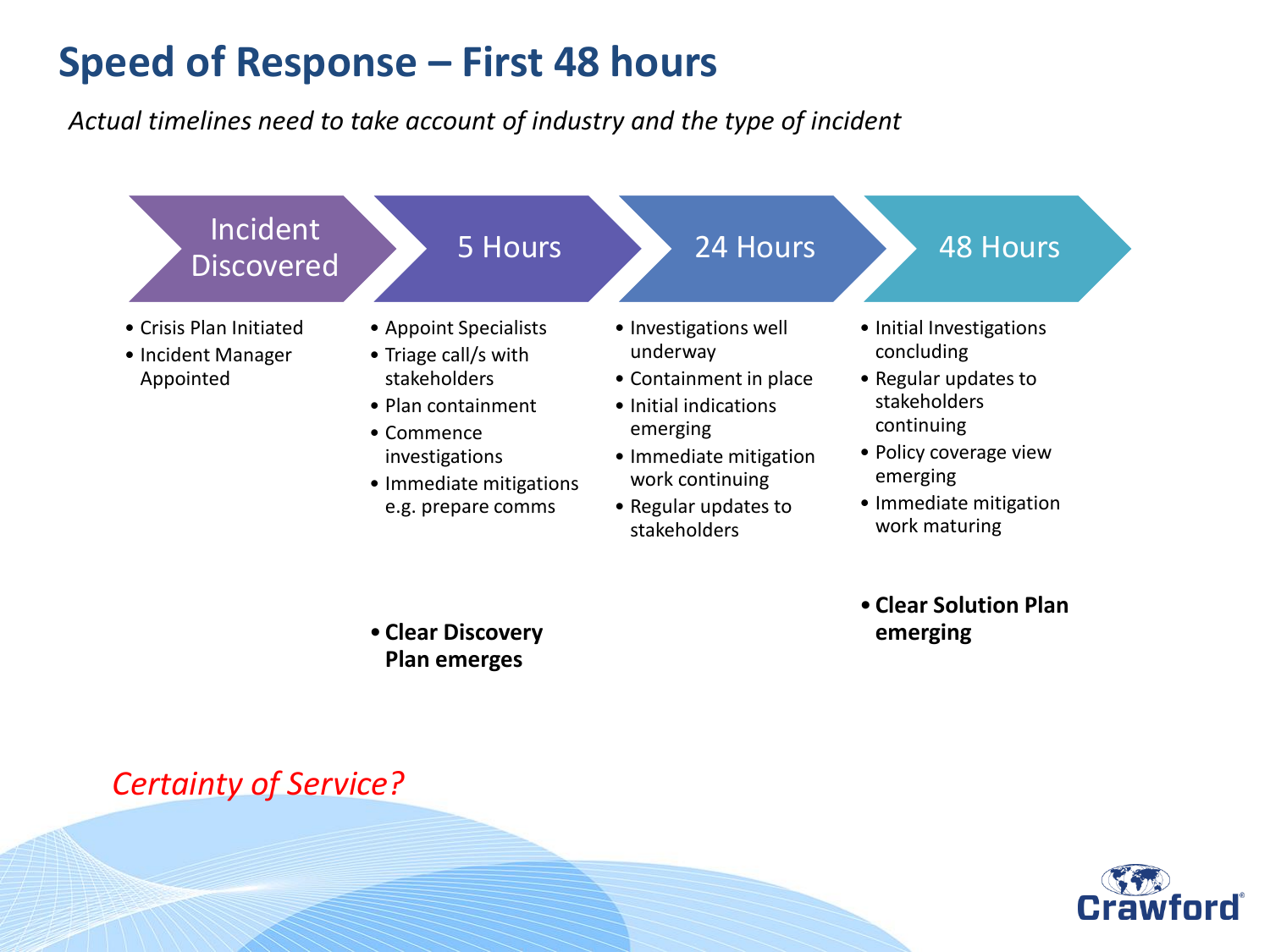# Speed of Response – First 48 hours

*Actual timelines need to take account of industry and the type of incident*

## Incident Discovered

- Crisis Plan Initiated
- Incident Manager Appointed

## 5 Hours

- Appoint Specialists
- Triage call/s with stakeholders
- Plan containment
- Commence investigations
- Immediate mitigations e.g. prepare comms

- **Clear Discovery Plan emerges**

## 24 Hours

- Investigations well underway
- Containment in place
- Initial indications emerging
- Immediate mitigation work continuing
- Regular updates to stakeholders

## 48 Hours

- Initial Investigations concluding
- Regular updates to stakeholders continuing
- Policy coverage view emerging
- Immediate mitigation work maturing

- **Clear Solution Plan emerging**

*Certainty of Service?*

Crawford®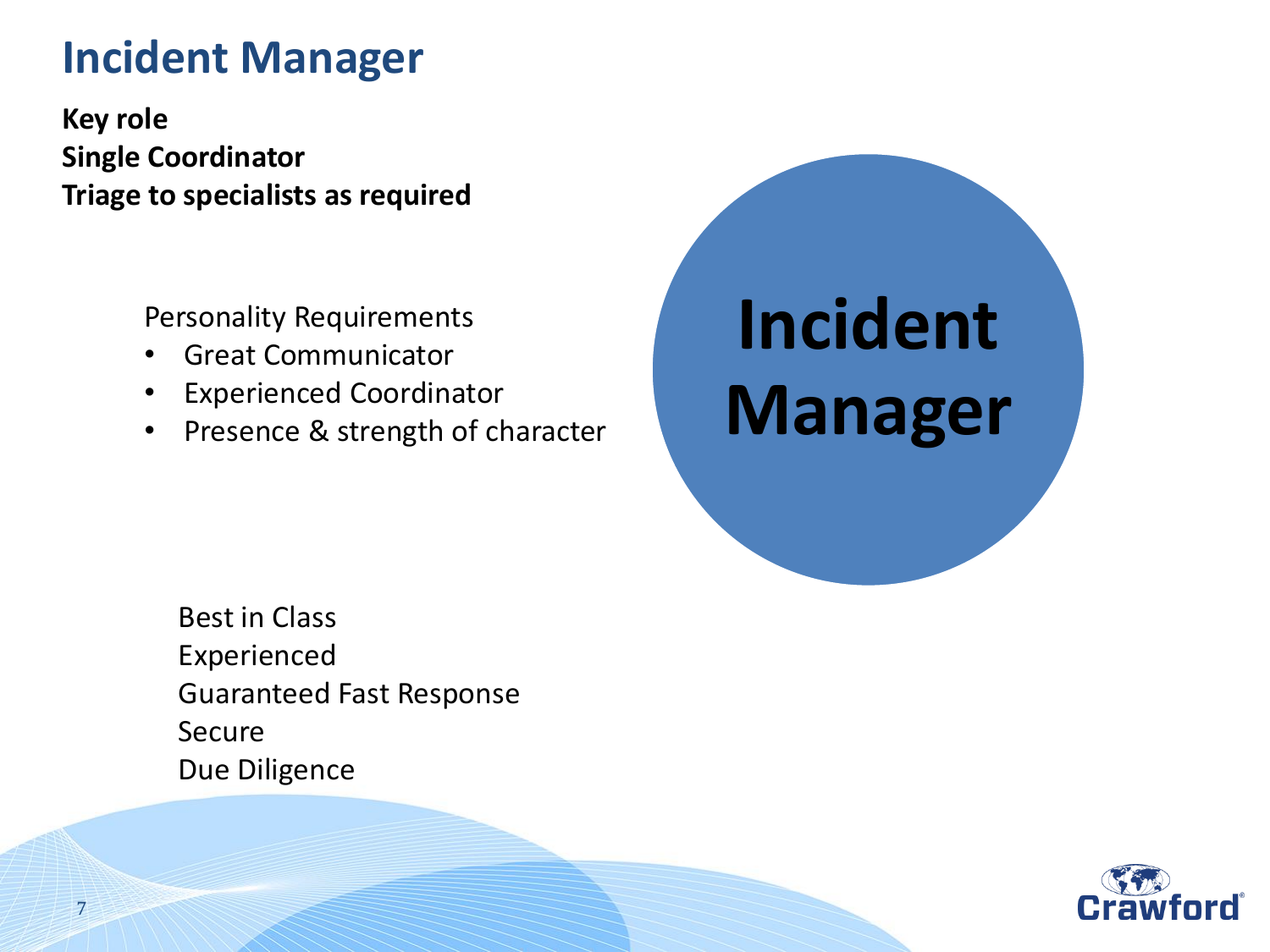# Incident Manager

**Key role**
**Single Coordinator**
**Triage to specialists as required**

Personality Requirements

- Great Communicator
- Experienced Coordinator
- Presence & strength of character

**Incident Manager**

Best in Class
Experienced
Guaranteed Fast Response
Secure
Due Diligence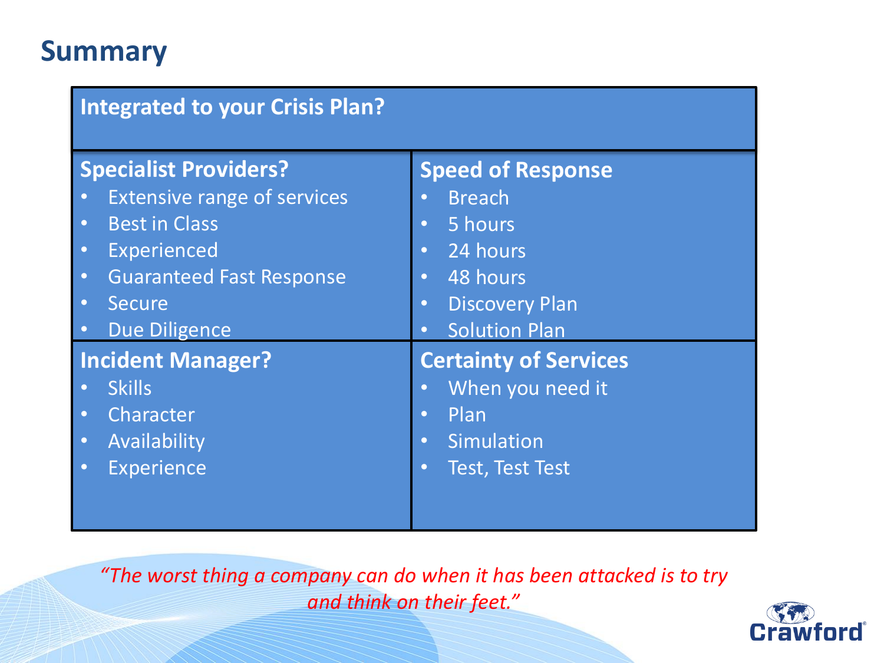# Summary

| Integrated to your Crisis Plan? | |
|---|---|
| **Specialist Providers?**<br>• Extensive range of services<br>• Best in Class<br>• Experienced<br>• Guaranteed Fast Response<br>• Secure<br>• Due Diligence | **Speed of Response**<br>• Breach<br>• 5 hours<br>• 24 hours<br>• 48 hours<br>• Discovery Plan<br>• Solution Plan |
| **Incident Manager?**<br>• Skills<br>• Character<br>• Availability<br>• Experience | **Certainty of Services**<br>• When you need it<br>• Plan<br>• Simulation<br>• Test, Test Test |

*"The worst thing a company can do when it has been attacked is to try and think on their feet."*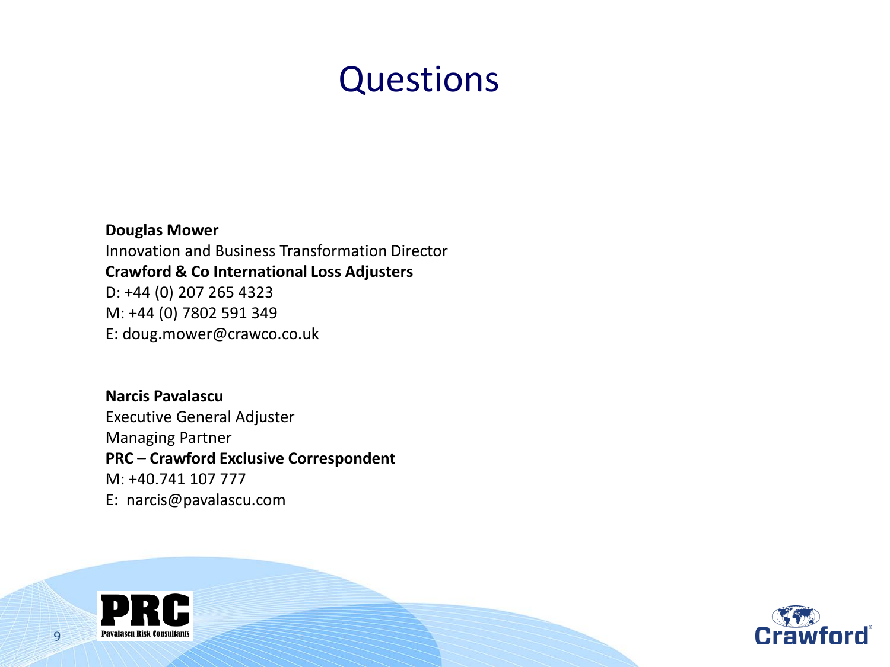# Questions

**Douglas Mower**
Innovation and Business Transformation Director
**Crawford & Co International Loss Adjusters**
D: +44 (0) 207 265 4323
M: +44 (0) 7802 591 349
E: doug.mower@crawco.co.uk

**Narcis Pavalascu**
Executive General Adjuster
Managing Partner
**PRC – Crawford Exclusive Correspondent**
M: +40.741 107 777
E: narcis@pavalascu.com